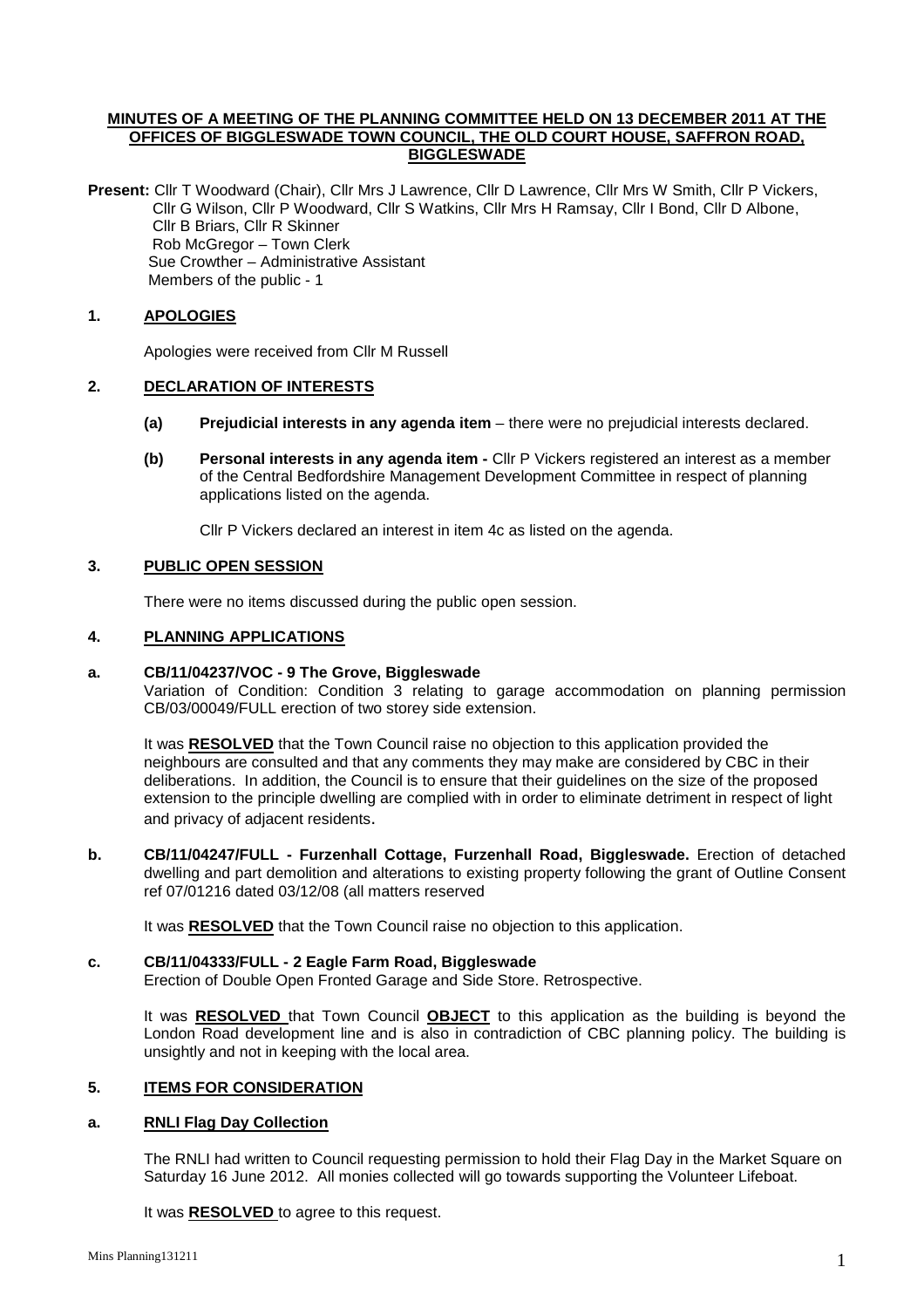**MINUTES OF A MEETING OF THE PLANNING COMMITTEE HELD ON 13 DECEMBER 2011 AT THE OFFICES OF BIGGLESWADE TOWN COUNCIL, THE OLD COURT HOUSE, SAFFRON ROAD, BIGGLESWADE**

**Present:** Cllr T Woodward (Chair), Cllr Mrs J Lawrence, Cllr D Lawrence, Cllr Mrs W Smith, Cllr P Vickers, Cllr G Wilson, Cllr P Woodward, Cllr S Watkins, Cllr Mrs H Ramsay, Cllr I Bond, Cllr D Albone, Cllr B Briars, Cllr R Skinner
Rob McGregor – Town Clerk
Sue Crowther – Administrative Assistant
Members of the public - 1

## 1. APOLOGIES

Apologies were received from Cllr M Russell

## 2. DECLARATION OF INTERESTS

**(a) Prejudicial interests in any agenda item** – there were no prejudicial interests declared.

**(b) Personal interests in any agenda item -** Cllr P Vickers registered an interest as a member of the Central Bedfordshire Management Development Committee in respect of planning applications listed on the agenda.

Cllr P Vickers declared an interest in item 4c as listed on the agenda.

## 3. PUBLIC OPEN SESSION

There were no items discussed during the public open session.

## 4. PLANNING APPLICATIONS

**a. CB/11/04237/VOC - 9 The Grove, Biggleswade**
Variation of Condition: Condition 3 relating to garage accommodation on planning permission CB/03/00049/FULL erection of two storey side extension.

It was **RESOLVED** that the Town Council raise no objection to this application provided the neighbours are consulted and that any comments they may make are considered by CBC in their deliberations. In addition, the Council is to ensure that their guidelines on the size of the proposed extension to the principle dwelling are complied with in order to eliminate detriment in respect of light and privacy of adjacent residents.

**b. CB/11/04247/FULL - Furzenhall Cottage, Furzenhall Road, Biggleswade.** Erection of detached dwelling and part demolition and alterations to existing property following the grant of Outline Consent ref 07/01216 dated 03/12/08 (all matters reserved

It was **RESOLVED** that the Town Council raise no objection to this application.

**c. CB/11/04333/FULL - 2 Eagle Farm Road, Biggleswade**
Erection of Double Open Fronted Garage and Side Store. Retrospective.

It was **RESOLVED** that Town Council **OBJECT** to this application as the building is beyond the London Road development line and is also in contradiction of CBC planning policy. The building is unsightly and not in keeping with the local area.

## 5. ITEMS FOR CONSIDERATION

**a. RNLI Flag Day Collection**

The RNLI had written to Council requesting permission to hold their Flag Day in the Market Square on Saturday 16 June 2012. All monies collected will go towards supporting the Volunteer Lifeboat.

It was **RESOLVED** to agree to this request.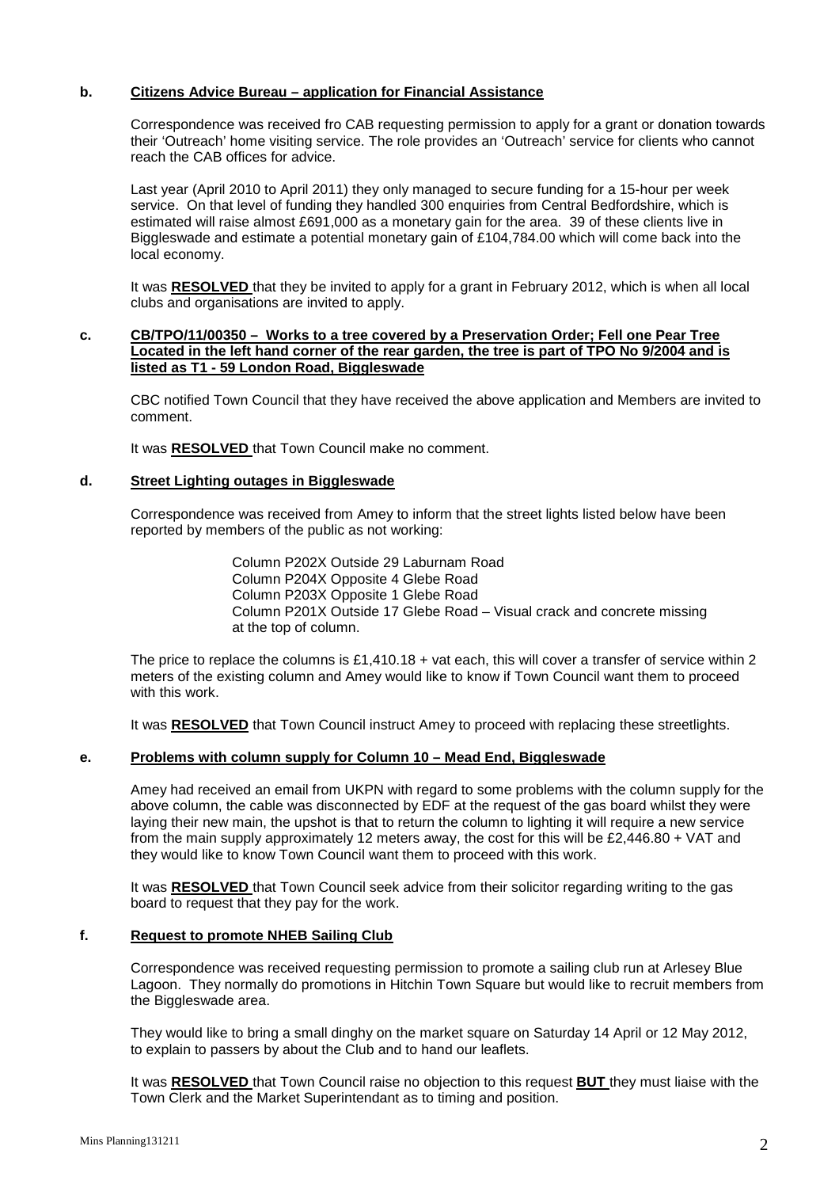**b. <u>Citizens Advice Bureau – application for Financial Assistance</u>**

Correspondence was received fro CAB requesting permission to apply for a grant or donation towards their 'Outreach' home visiting service. The role provides an 'Outreach' service for clients who cannot reach the CAB offices for advice.

Last year (April 2010 to April 2011) they only managed to secure funding for a 15-hour per week service. On that level of funding they handled 300 enquiries from Central Bedfordshire, which is estimated will raise almost £691,000 as a monetary gain for the area. 39 of these clients live in Biggleswade and estimate a potential monetary gain of £104,784.00 which will come back into the local economy.

It was **RESOLVED** that they be invited to apply for a grant in February 2012, which is when all local clubs and organisations are invited to apply.

**c. <u>CB/TPO/11/00350 – Works to a tree covered by a Preservation Order; Fell one Pear Tree Located in the left hand corner of the rear garden, the tree is part of TPO No 9/2004 and is listed as T1 - 59 London Road, Biggleswade</u>**

CBC notified Town Council that they have received the above application and Members are invited to comment.

It was **RESOLVED** that Town Council make no comment.

**d. <u>Street Lighting outages in Biggleswade</u>**

Correspondence was received from Amey to inform that the street lights listed below have been reported by members of the public as not working:

Column P202X Outside 29 Laburnam Road
Column P204X Opposite 4 Glebe Road
Column P203X Opposite 1 Glebe Road
Column P201X Outside 17 Glebe Road – Visual crack and concrete missing at the top of column.

The price to replace the columns is £1,410.18 + vat each, this will cover a transfer of service within 2 meters of the existing column and Amey would like to know if Town Council want them to proceed with this work.

It was **RESOLVED** that Town Council instruct Amey to proceed with replacing these streetlights.

**e. <u>Problems with column supply for Column 10 – Mead End, Biggleswade</u>**

Amey had received an email from UKPN with regard to some problems with the column supply for the above column, the cable was disconnected by EDF at the request of the gas board whilst they were laying their new main, the upshot is that to return the column to lighting it will require a new service from the main supply approximately 12 meters away, the cost for this will be £2,446.80 + VAT and they would like to know Town Council want them to proceed with this work.

It was **RESOLVED** that Town Council seek advice from their solicitor regarding writing to the gas board to request that they pay for the work.

**f. <u>Request to promote NHEB Sailing Club</u>**

Correspondence was received requesting permission to promote a sailing club run at Arlesey Blue Lagoon. They normally do promotions in Hitchin Town Square but would like to recruit members from the Biggleswade area.

They would like to bring a small dinghy on the market square on Saturday 14 April or 12 May 2012, to explain to passers by about the Club and to hand our leaflets.

It was **RESOLVED** that Town Council raise no objection to this request **BUT** they must liaise with the Town Clerk and the Market Superintendant as to timing and position.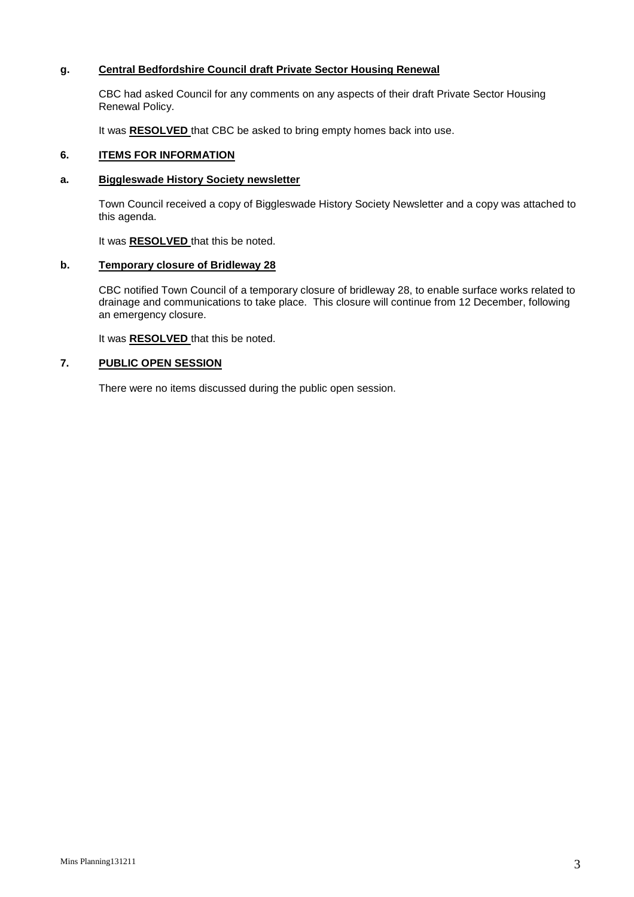**g. Central Bedfordshire Council draft Private Sector Housing Renewal**

CBC had asked Council for any comments on any aspects of their draft Private Sector Housing Renewal Policy.

It was **RESOLVED** that CBC be asked to bring empty homes back into use.

## 6. ITEMS FOR INFORMATION

**a. Biggleswade History Society newsletter**

Town Council received a copy of Biggleswade History Society Newsletter and a copy was attached to this agenda.

It was **RESOLVED** that this be noted.

**b. Temporary closure of Bridleway 28**

CBC notified Town Council of a temporary closure of bridleway 28, to enable surface works related to drainage and communications to take place. This closure will continue from 12 December, following an emergency closure.

It was **RESOLVED** that this be noted.

## 7. PUBLIC OPEN SESSION

There were no items discussed during the public open session.